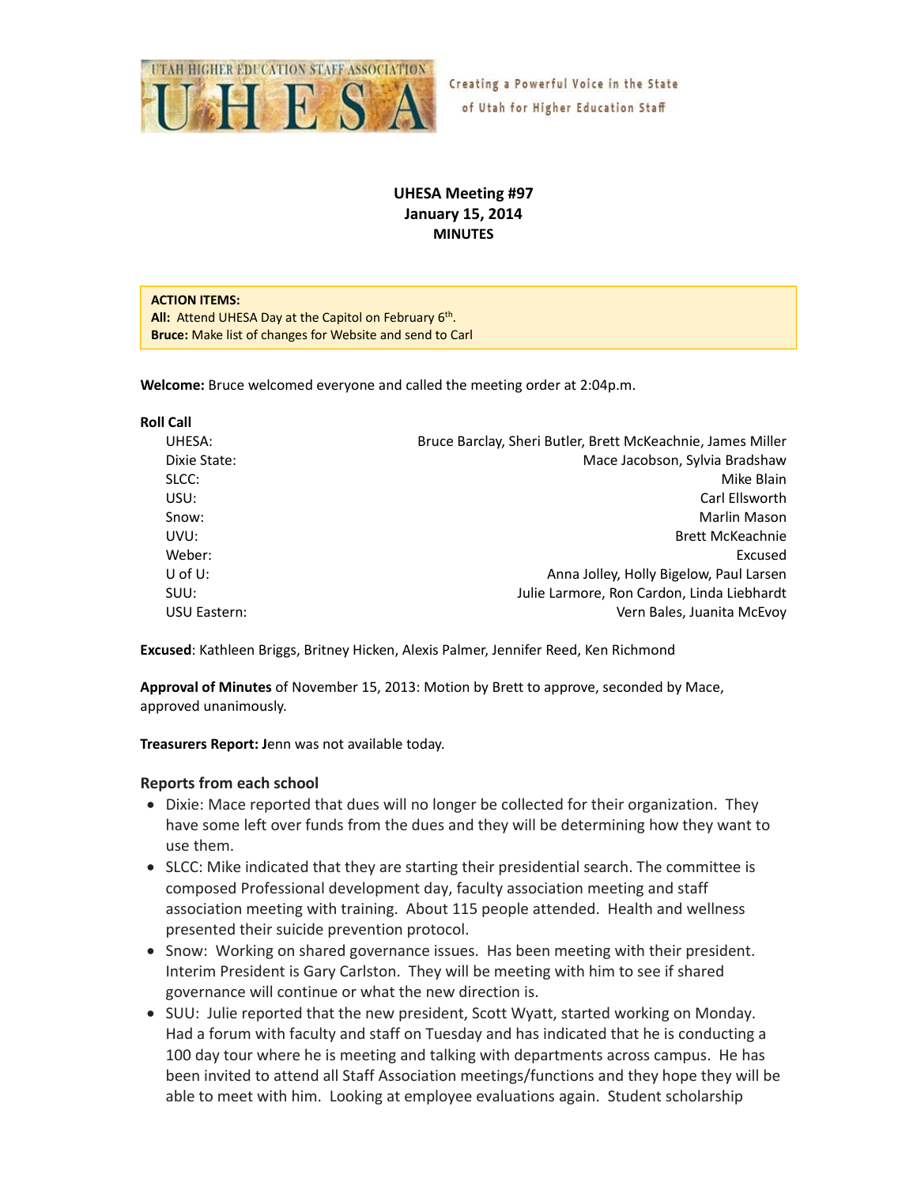UTAH HIGHER EDUCATION STAFF ASSOCIATION UHESA — Creating a Powerful Voice in the State of Utah for Higher Education Staff

**UHESA Meeting #97**
**January 15, 2014**
**MINUTES**

**ACTION ITEMS:**
**All:** Attend UHESA Day at the Capitol on February 6th.
**Bruce:** Make list of changes for Website and send to Carl

**Welcome:** Bruce welcomed everyone and called the meeting order at 2:04p.m.

**Roll Call**

| | |
|---|---|
| UHESA: | Bruce Barclay, Sheri Butler, Brett McKeachnie, James Miller |
| Dixie State: | Mace Jacobson, Sylvia Bradshaw |
| SLCC: | Mike Blain |
| USU: | Carl Ellsworth |
| Snow: | Marlin Mason |
| UVU: | Brett McKeachnie |
| Weber: | Excused |
| U of U: | Anna Jolley, Holly Bigelow, Paul Larsen |
| SUU: | Julie Larmore, Ron Cardon, Linda Liebhardt |
| USU Eastern: | Vern Bales, Juanita McEvoy |

**Excused**: Kathleen Briggs, Britney Hicken, Alexis Palmer, Jennifer Reed, Ken Richmond

**Approval of Minutes** of November 15, 2013: Motion by Brett to approve, seconded by Mace, approved unanimously.

**Treasurers Report: J**enn was not available today.

### Reports from each school

- Dixie: Mace reported that dues will no longer be collected for their organization. They have some left over funds from the dues and they will be determining how they want to use them.
- SLCC: Mike indicated that they are starting their presidential search. The committee is composed Professional development day, faculty association meeting and staff association meeting with training. About 115 people attended. Health and wellness presented their suicide prevention protocol.
- Snow: Working on shared governance issues. Has been meeting with their president. Interim President is Gary Carlston. They will be meeting with him to see if shared governance will continue or what the new direction is.
- SUU: Julie reported that the new president, Scott Wyatt, started working on Monday. Had a forum with faculty and staff on Tuesday and has indicated that he is conducting a 100 day tour where he is meeting and talking with departments across campus. He has been invited to attend all Staff Association meetings/functions and they hope they will be able to meet with him. Looking at employee evaluations again. Student scholarship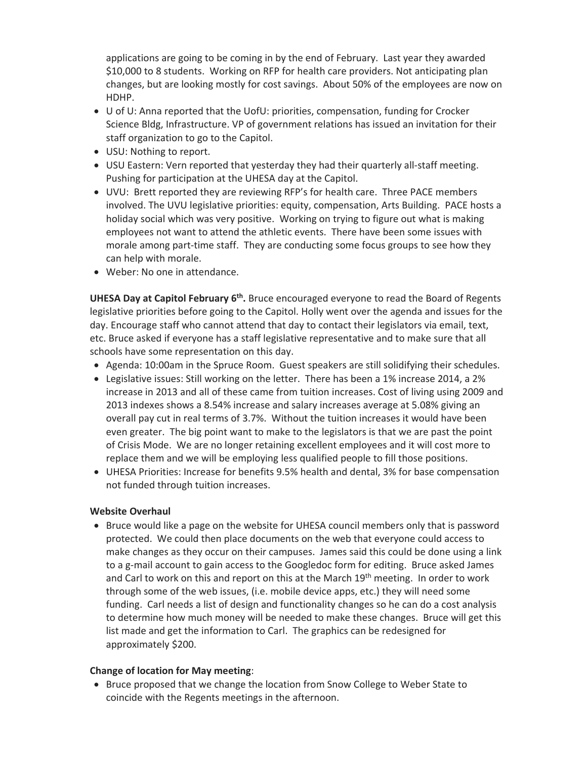applications are going to be coming in by the end of February. Last year they awarded $10,000 to 8 students. Working on RFP for health care providers. Not anticipating plan changes, but are looking mostly for cost savings. About 50% of the employees are now on HDHP.

- U of U: Anna reported that the UofU: priorities, compensation, funding for Crocker Science Bldg, Infrastructure. VP of government relations has issued an invitation for their staff organization to go to the Capitol.
- USU: Nothing to report.
- USU Eastern: Vern reported that yesterday they had their quarterly all-staff meeting. Pushing for participation at the UHESA day at the Capitol.
- UVU: Brett reported they are reviewing RFP's for health care. Three PACE members involved. The UVU legislative priorities: equity, compensation, Arts Building. PACE hosts a holiday social which was very positive. Working on trying to figure out what is making employees not want to attend the athletic events. There have been some issues with morale among part-time staff. They are conducting some focus groups to see how they can help with morale.
- Weber: No one in attendance.

**UHESA Day at Capitol February 6th.** Bruce encouraged everyone to read the Board of Regents legislative priorities before going to the Capitol. Holly went over the agenda and issues for the day. Encourage staff who cannot attend that day to contact their legislators via email, text, etc. Bruce asked if everyone has a staff legislative representative and to make sure that all schools have some representation on this day.

- Agenda: 10:00am in the Spruce Room. Guest speakers are still solidifying their schedules.
- Legislative issues: Still working on the letter. There has been a 1% increase 2014, a 2% increase in 2013 and all of these came from tuition increases. Cost of living using 2009 and 2013 indexes shows a 8.54% increase and salary increases average at 5.08% giving an overall pay cut in real terms of 3.7%. Without the tuition increases it would have been even greater. The big point want to make to the legislators is that we are past the point of Crisis Mode. We are no longer retaining excellent employees and it will cost more to replace them and we will be employing less qualified people to fill those positions.
- UHESA Priorities: Increase for benefits 9.5% health and dental, 3% for base compensation not funded through tuition increases.

**Website Overhaul**

- Bruce would like a page on the website for UHESA council members only that is password protected. We could then place documents on the web that everyone could access to make changes as they occur on their campuses. James said this could be done using a link to a g-mail account to gain access to the Googledoc form for editing. Bruce asked James and Carl to work on this and report on this at the March 19th meeting. In order to work through some of the web issues, (i.e. mobile device apps, etc.) they will need some funding. Carl needs a list of design and functionality changes so he can do a cost analysis to determine how much money will be needed to make these changes. Bruce will get this list made and get the information to Carl. The graphics can be redesigned for approximately $200.

**Change of location for May meeting**:

- Bruce proposed that we change the location from Snow College to Weber State to coincide with the Regents meetings in the afternoon.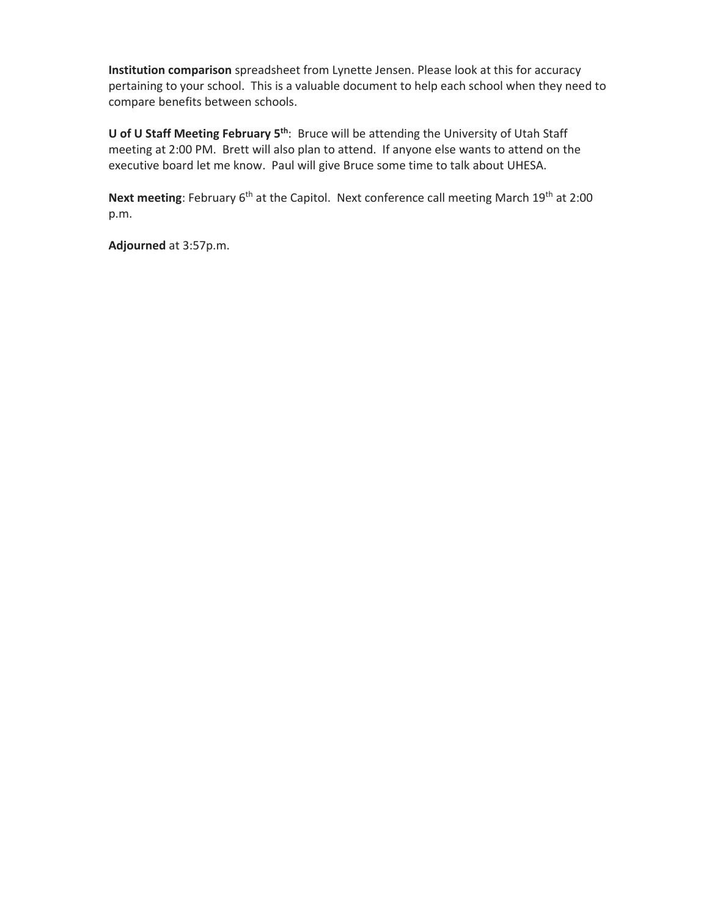**Institution comparison** spreadsheet from Lynette Jensen. Please look at this for accuracy pertaining to your school. This is a valuable document to help each school when they need to compare benefits between schools.

**U of U Staff Meeting February 5th**: Bruce will be attending the University of Utah Staff meeting at 2:00 PM. Brett will also plan to attend. If anyone else wants to attend on the executive board let me know. Paul will give Bruce some time to talk about UHESA.

**Next meeting**: February 6th at the Capitol. Next conference call meeting March 19th at 2:00 p.m.

**Adjourned** at 3:57p.m.